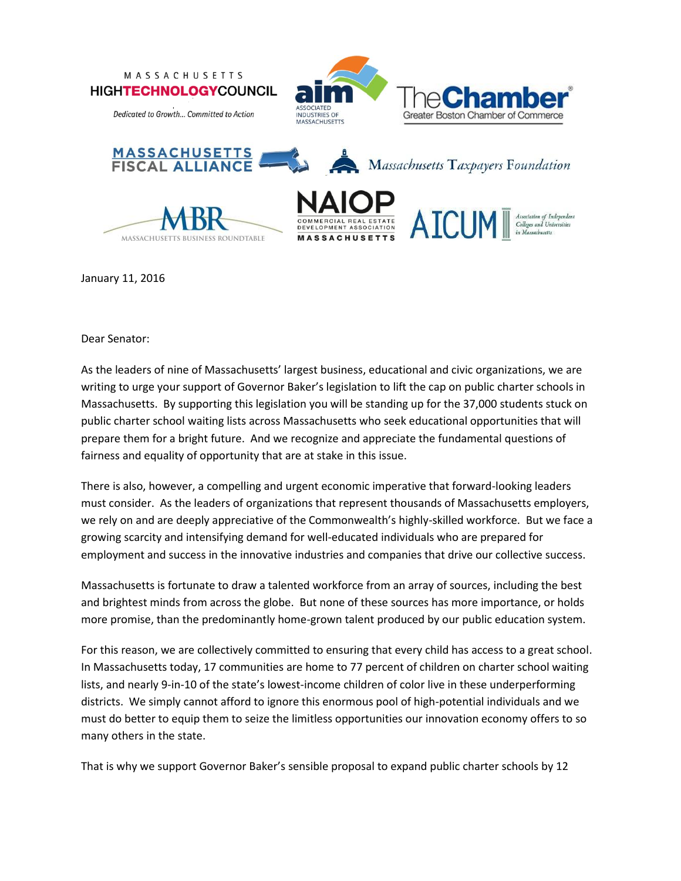MASSACHUSETTS HIGH TECHNOLOGY COUNCIL
*Dedicated to Growth... Committed to Action*

aim ASSOCIATED INDUSTRIES OF MASSACHUSETTS

The Chamber — Greater Boston Chamber of Commerce

MASSACHUSETTS FISCAL ALLIANCE

Massachusetts Taxpayers Foundation

MBR — MASSACHUSETTS BUSINESS ROUNDTABLE

NAIOP — COMMERCIAL REAL ESTATE DEVELOPMENT ASSOCIATION — MASSACHUSETTS

AICUM — Association of Independent Colleges and Universities in Massachusetts

January 11, 2016

Dear Senator:

As the leaders of nine of Massachusetts' largest business, educational and civic organizations, we are writing to urge your support of Governor Baker's legislation to lift the cap on public charter schools in Massachusetts. By supporting this legislation you will be standing up for the 37,000 students stuck on public charter school waiting lists across Massachusetts who seek educational opportunities that will prepare them for a bright future. And we recognize and appreciate the fundamental questions of fairness and equality of opportunity that are at stake in this issue.

There is also, however, a compelling and urgent economic imperative that forward-looking leaders must consider. As the leaders of organizations that represent thousands of Massachusetts employers, we rely on and are deeply appreciative of the Commonwealth's highly-skilled workforce. But we face a growing scarcity and intensifying demand for well-educated individuals who are prepared for employment and success in the innovative industries and companies that drive our collective success.

Massachusetts is fortunate to draw a talented workforce from an array of sources, including the best and brightest minds from across the globe. But none of these sources has more importance, or holds more promise, than the predominantly home-grown talent produced by our public education system.

For this reason, we are collectively committed to ensuring that every child has access to a great school. In Massachusetts today, 17 communities are home to 77 percent of children on charter school waiting lists, and nearly 9-in-10 of the state's lowest-income children of color live in these underperforming districts. We simply cannot afford to ignore this enormous pool of high-potential individuals and we must do better to equip them to seize the limitless opportunities our innovation economy offers to so many others in the state.

That is why we support Governor Baker's sensible proposal to expand public charter schools by 12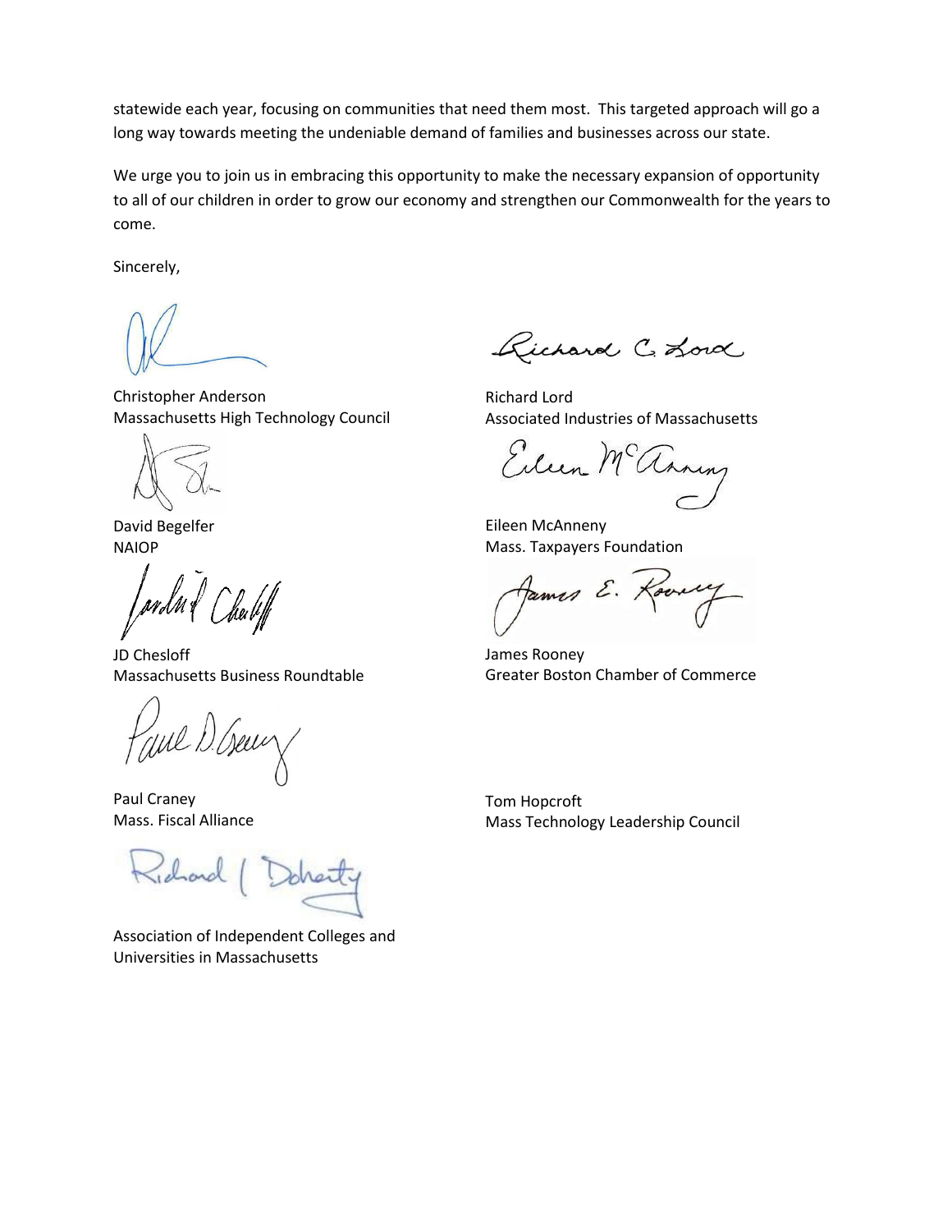statewide each year, focusing on communities that need them most. This targeted approach will go a long way towards meeting the undeniable demand of families and businesses across our state.

We urge you to join us in embracing this opportunity to make the necessary expansion of opportunity to all of our children in order to grow our economy and strengthen our Commonwealth for the years to come.

Sincerely,

Christopher Anderson
Massachusetts High Technology Council

David Begelfer
NAIOP

JD Chesloff
Massachusetts Business Roundtable

Paul Craney
Mass. Fiscal Alliance

Association of Independent Colleges and Universities in Massachusetts

Richard Lord
Associated Industries of Massachusetts

Eileen McAnneny
Mass. Taxpayers Foundation

James Rooney
Greater Boston Chamber of Commerce

Tom Hopcroft
Mass Technology Leadership Council